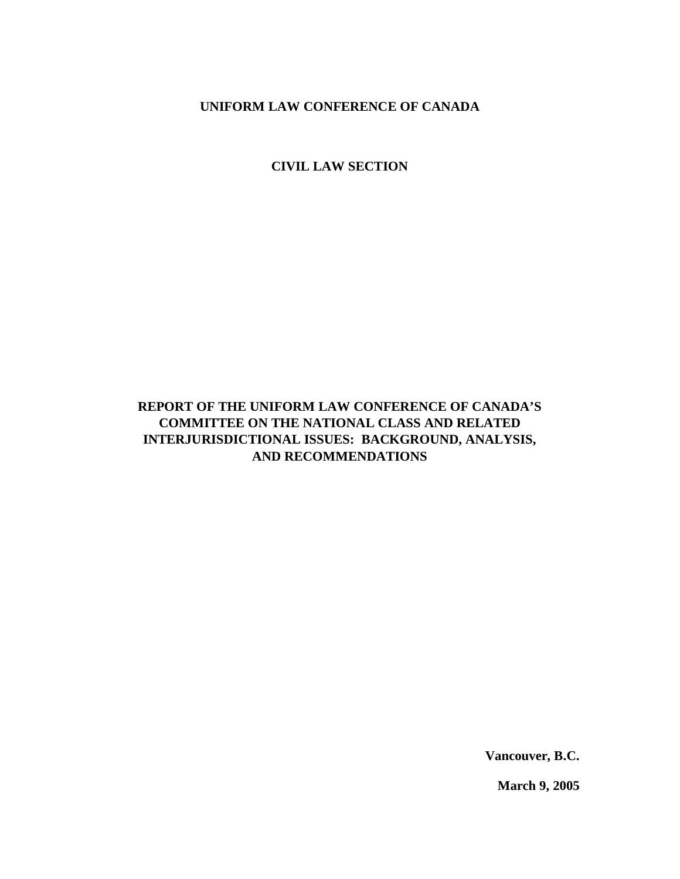**UNIFORM LAW CONFERENCE OF CANADA**

**CIVIL LAW SECTION**

# REPORT OF THE UNIFORM LAW CONFERENCE OF CANADA'S COMMITTEE ON THE NATIONAL CLASS AND RELATED INTERJURISDICTIONAL ISSUES: BACKGROUND, ANALYSIS, AND RECOMMENDATIONS

**Vancouver, B.C.**

**March 9, 2005**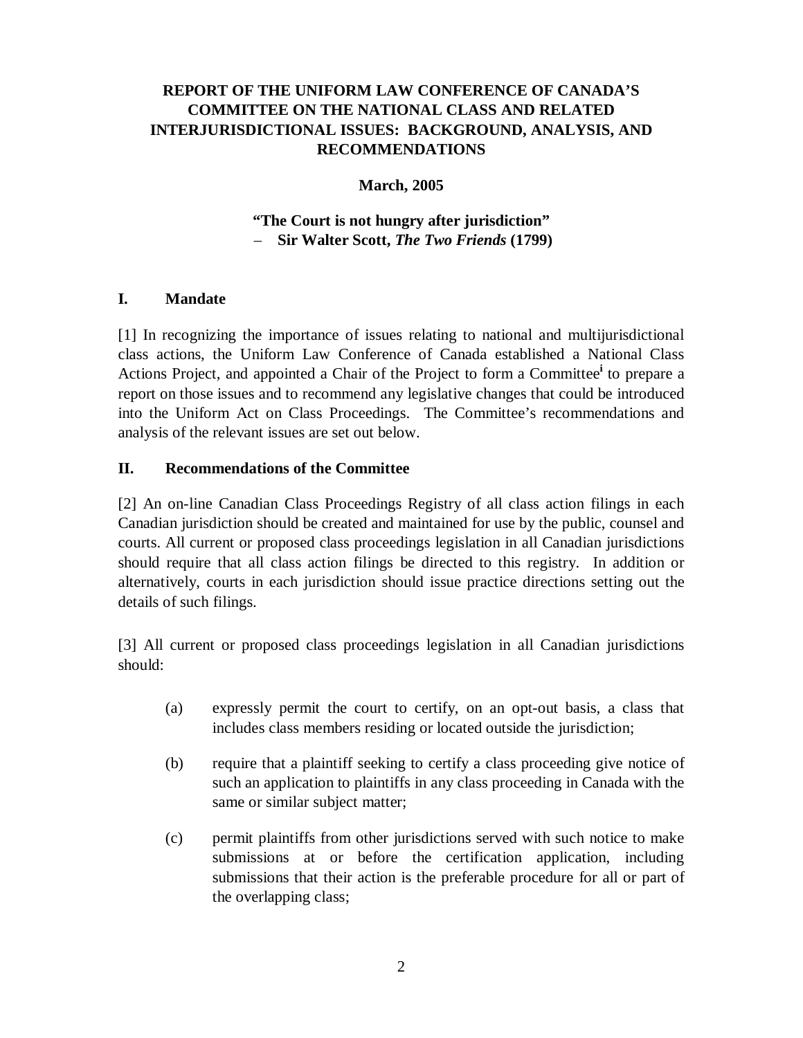**REPORT OF THE UNIFORM LAW CONFERENCE OF CANADA'S COMMITTEE ON THE NATIONAL CLASS AND RELATED INTERJURISDICTIONAL ISSUES: BACKGROUND, ANALYSIS, AND RECOMMENDATIONS**

**March, 2005**

**"The Court is not hungry after jurisdiction"**
– **Sir Walter Scott, *The Two Friends* (1799)**

## I. Mandate

[1] In recognizing the importance of issues relating to national and multijurisdictional class actions, the Uniform Law Conference of Canada established a National Class Actions Project, and appointed a Chair of the Project to form a Committee[i] to prepare a report on those issues and to recommend any legislative changes that could be introduced into the Uniform Act on Class Proceedings. The Committee's recommendations and analysis of the relevant issues are set out below.

## II. Recommendations of the Committee

[2] An on-line Canadian Class Proceedings Registry of all class action filings in each Canadian jurisdiction should be created and maintained for use by the public, counsel and courts. All current or proposed class proceedings legislation in all Canadian jurisdictions should require that all class action filings be directed to this registry. In addition or alternatively, courts in each jurisdiction should issue practice directions setting out the details of such filings.

[3] All current or proposed class proceedings legislation in all Canadian jurisdictions should:

(a) expressly permit the court to certify, on an opt-out basis, a class that includes class members residing or located outside the jurisdiction;

(b) require that a plaintiff seeking to certify a class proceeding give notice of such an application to plaintiffs in any class proceeding in Canada with the same or similar subject matter;

(c) permit plaintiffs from other jurisdictions served with such notice to make submissions at or before the certification application, including submissions that their action is the preferable procedure for all or part of the overlapping class;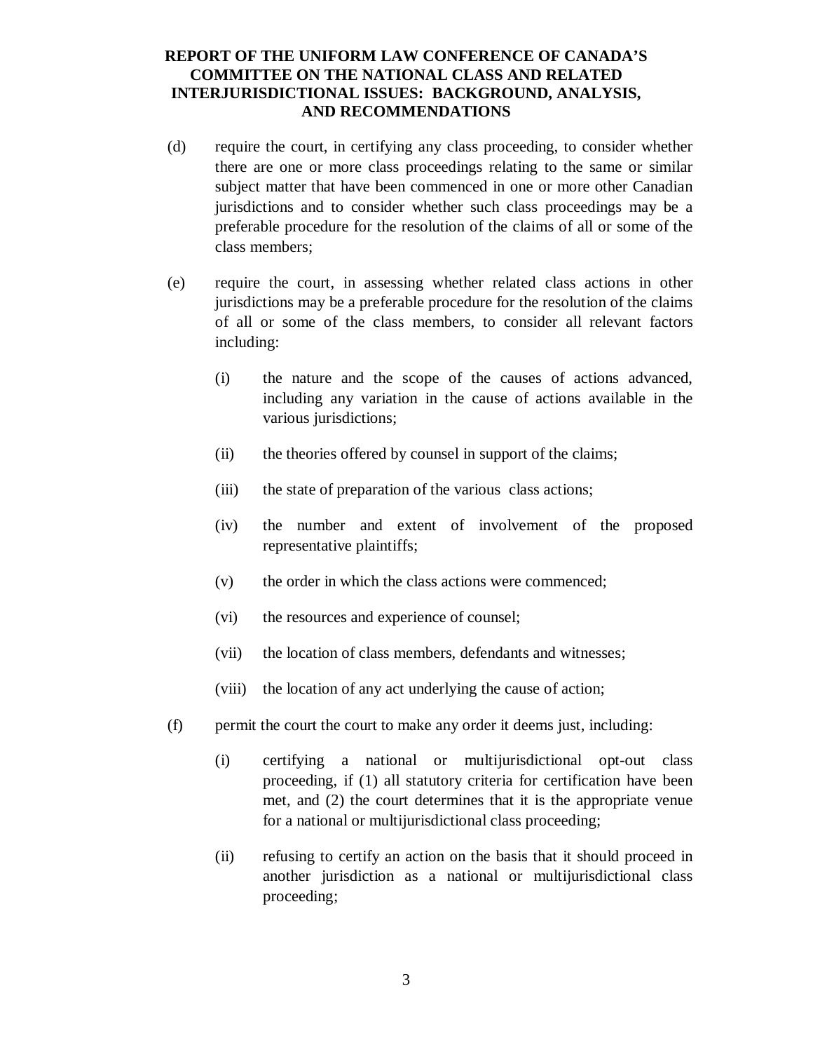(d) require the court, in certifying any class proceeding, to consider whether there are one or more class proceedings relating to the same or similar subject matter that have been commenced in one or more other Canadian jurisdictions and to consider whether such class proceedings may be a preferable procedure for the resolution of the claims of all or some of the class members;

(e) require the court, in assessing whether related class actions in other jurisdictions may be a preferable procedure for the resolution of the claims of all or some of the class members, to consider all relevant factors including:

   (i) the nature and the scope of the causes of actions advanced, including any variation in the cause of actions available in the various jurisdictions;

   (ii) the theories offered by counsel in support of the claims;

   (iii) the state of preparation of the various class actions;

   (iv) the number and extent of involvement of the proposed representative plaintiffs;

   (v) the order in which the class actions were commenced;

   (vi) the resources and experience of counsel;

   (vii) the location of class members, defendants and witnesses;

   (viii) the location of any act underlying the cause of action;

(f) permit the court the court to make any order it deems just, including:

   (i) certifying a national or multijurisdictional opt-out class proceeding, if (1) all statutory criteria for certification have been met, and (2) the court determines that it is the appropriate venue for a national or multijurisdictional class proceeding;

   (ii) refusing to certify an action on the basis that it should proceed in another jurisdiction as a national or multijurisdictional class proceeding;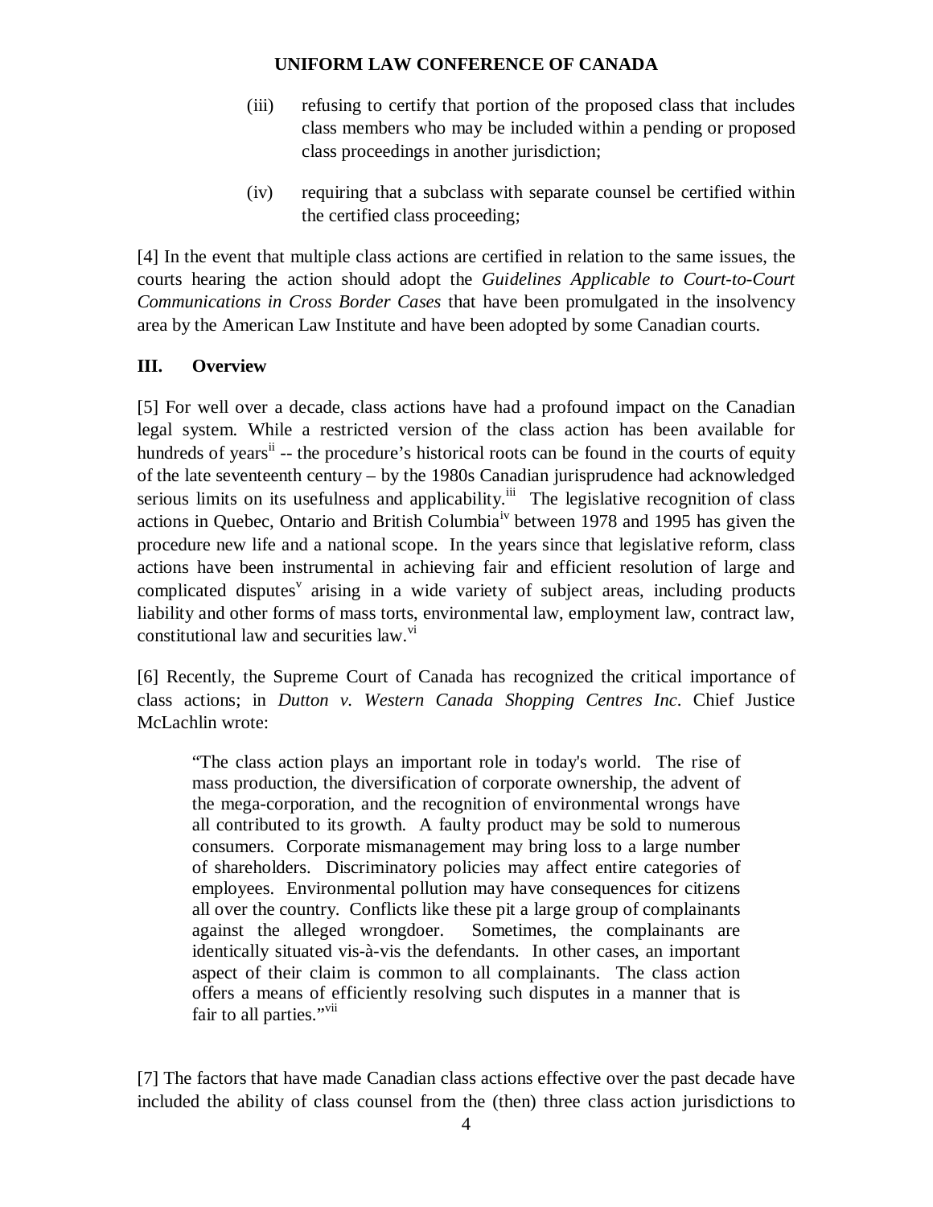(iii) refusing to certify that portion of the proposed class that includes class members who may be included within a pending or proposed class proceedings in another jurisdiction;

(iv) requiring that a subclass with separate counsel be certified within the certified class proceeding;

[4] In the event that multiple class actions are certified in relation to the same issues, the courts hearing the action should adopt the *Guidelines Applicable to Court-to-Court Communications in Cross Border Cases* that have been promulgated in the insolvency area by the American Law Institute and have been adopted by some Canadian courts.

## III. Overview

[5] For well over a decade, class actions have had a profound impact on the Canadian legal system. While a restricted version of the class action has been available for hundreds of years[ii] -- the procedure's historical roots can be found in the courts of equity of the late seventeenth century – by the 1980s Canadian jurisprudence had acknowledged serious limits on its usefulness and applicability.[iii] The legislative recognition of class actions in Quebec, Ontario and British Columbia[iv] between 1978 and 1995 has given the procedure new life and a national scope. In the years since that legislative reform, class actions have been instrumental in achieving fair and efficient resolution of large and complicated disputes[v] arising in a wide variety of subject areas, including products liability and other forms of mass torts, environmental law, employment law, contract law, constitutional law and securities law.[vi]

[6] Recently, the Supreme Court of Canada has recognized the critical importance of class actions; in *Dutton v. Western Canada Shopping Centres Inc*. Chief Justice McLachlin wrote:

> "The class action plays an important role in today's world. The rise of mass production, the diversification of corporate ownership, the advent of the mega-corporation, and the recognition of environmental wrongs have all contributed to its growth. A faulty product may be sold to numerous consumers. Corporate mismanagement may bring loss to a large number of shareholders. Discriminatory policies may affect entire categories of employees. Environmental pollution may have consequences for citizens all over the country. Conflicts like these pit a large group of complainants against the alleged wrongdoer. Sometimes, the complainants are identically situated vis-à-vis the defendants. In other cases, an important aspect of their claim is common to all complainants. The class action offers a means of efficiently resolving such disputes in a manner that is fair to all parties."[vii]

[7] The factors that have made Canadian class actions effective over the past decade have included the ability of class counsel from the (then) three class action jurisdictions to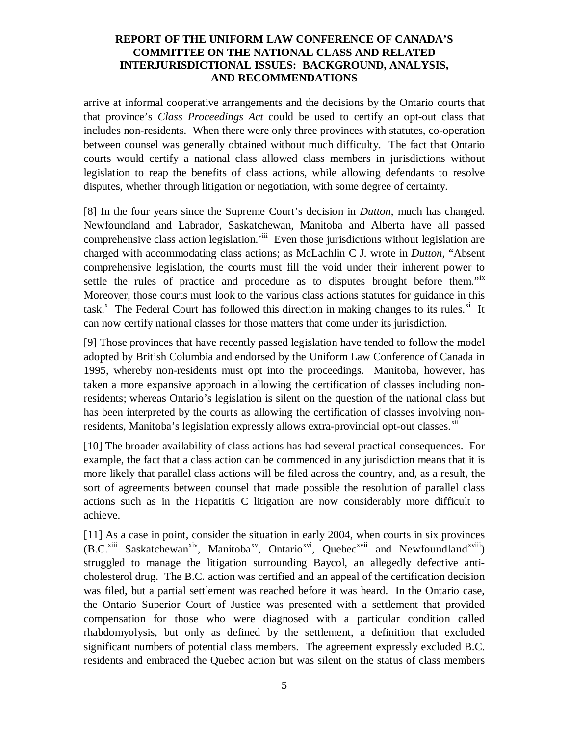arrive at informal cooperative arrangements and the decisions by the Ontario courts that that province's *Class Proceedings Act* could be used to certify an opt-out class that includes non-residents. When there were only three provinces with statutes, co-operation between counsel was generally obtained without much difficulty. The fact that Ontario courts would certify a national class allowed class members in jurisdictions without legislation to reap the benefits of class actions, while allowing defendants to resolve disputes, whether through litigation or negotiation, with some degree of certainty.

[8] In the four years since the Supreme Court's decision in *Dutton*, much has changed. Newfoundland and Labrador, Saskatchewan, Manitoba and Alberta have all passed comprehensive class action legislation.[viii] Even those jurisdictions without legislation are charged with accommodating class actions; as McLachlin C J. wrote in *Dutton*, "Absent comprehensive legislation, the courts must fill the void under their inherent power to settle the rules of practice and procedure as to disputes brought before them."[ix] Moreover, those courts must look to the various class actions statutes for guidance in this task.[x] The Federal Court has followed this direction in making changes to its rules.[xi] It can now certify national classes for those matters that come under its jurisdiction.

[9] Those provinces that have recently passed legislation have tended to follow the model adopted by British Columbia and endorsed by the Uniform Law Conference of Canada in 1995, whereby non-residents must opt into the proceedings. Manitoba, however, has taken a more expansive approach in allowing the certification of classes including non-residents; whereas Ontario's legislation is silent on the question of the national class but has been interpreted by the courts as allowing the certification of classes involving non-residents, Manitoba's legislation expressly allows extra-provincial opt-out classes.[xii]

[10] The broader availability of class actions has had several practical consequences. For example, the fact that a class action can be commenced in any jurisdiction means that it is more likely that parallel class actions will be filed across the country, and, as a result, the sort of agreements between counsel that made possible the resolution of parallel class actions such as in the Hepatitis C litigation are now considerably more difficult to achieve.

[11] As a case in point, consider the situation in early 2004, when courts in six provinces (B.C.[xiii] Saskatchewan[xiv], Manitoba[xv], Ontario[xvi], Quebec[xvii] and Newfoundland[xviii]) struggled to manage the litigation surrounding Baycol, an allegedly defective anti-cholesterol drug. The B.C. action was certified and an appeal of the certification decision was filed, but a partial settlement was reached before it was heard. In the Ontario case, the Ontario Superior Court of Justice was presented with a settlement that provided compensation for those who were diagnosed with a particular condition called rhabdomyolysis, but only as defined by the settlement, a definition that excluded significant numbers of potential class members. The agreement expressly excluded B.C. residents and embraced the Quebec action but was silent on the status of class members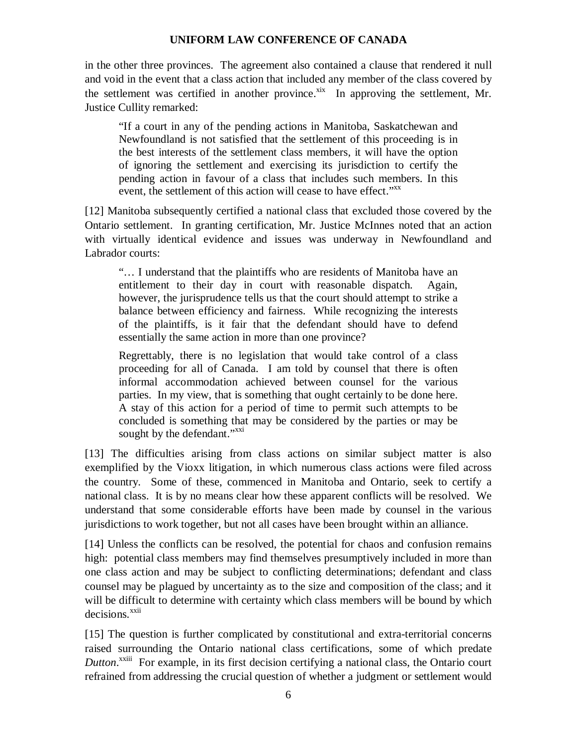in the other three provinces. The agreement also contained a clause that rendered it null and void in the event that a class action that included any member of the class covered by the settlement was certified in another province.[xix] In approving the settlement, Mr. Justice Cullity remarked:

> "If a court in any of the pending actions in Manitoba, Saskatchewan and Newfoundland is not satisfied that the settlement of this proceeding is in the best interests of the settlement class members, it will have the option of ignoring the settlement and exercising its jurisdiction to certify the pending action in favour of a class that includes such members. In this event, the settlement of this action will cease to have effect."[xx]

[12] Manitoba subsequently certified a national class that excluded those covered by the Ontario settlement. In granting certification, Mr. Justice McInnes noted that an action with virtually identical evidence and issues was underway in Newfoundland and Labrador courts:

> "… I understand that the plaintiffs who are residents of Manitoba have an entitlement to their day in court with reasonable dispatch. Again, however, the jurisprudence tells us that the court should attempt to strike a balance between efficiency and fairness. While recognizing the interests of the plaintiffs, is it fair that the defendant should have to defend essentially the same action in more than one province?
>
> Regrettably, there is no legislation that would take control of a class proceeding for all of Canada. I am told by counsel that there is often informal accommodation achieved between counsel for the various parties. In my view, that is something that ought certainly to be done here. A stay of this action for a period of time to permit such attempts to be concluded is something that may be considered by the parties or may be sought by the defendant."[xxi]

[13] The difficulties arising from class actions on similar subject matter is also exemplified by the Vioxx litigation, in which numerous class actions were filed across the country. Some of these, commenced in Manitoba and Ontario, seek to certify a national class. It is by no means clear how these apparent conflicts will be resolved. We understand that some considerable efforts have been made by counsel in the various jurisdictions to work together, but not all cases have been brought within an alliance.

[14] Unless the conflicts can be resolved, the potential for chaos and confusion remains high: potential class members may find themselves presumptively included in more than one class action and may be subject to conflicting determinations; defendant and class counsel may be plagued by uncertainty as to the size and composition of the class; and it will be difficult to determine with certainty which class members will be bound by which decisions.[xxii]

[15] The question is further complicated by constitutional and extra-territorial concerns raised surrounding the Ontario national class certifications, some of which predate *Dutton*.[xxiii] For example, in its first decision certifying a national class, the Ontario court refrained from addressing the crucial question of whether a judgment or settlement would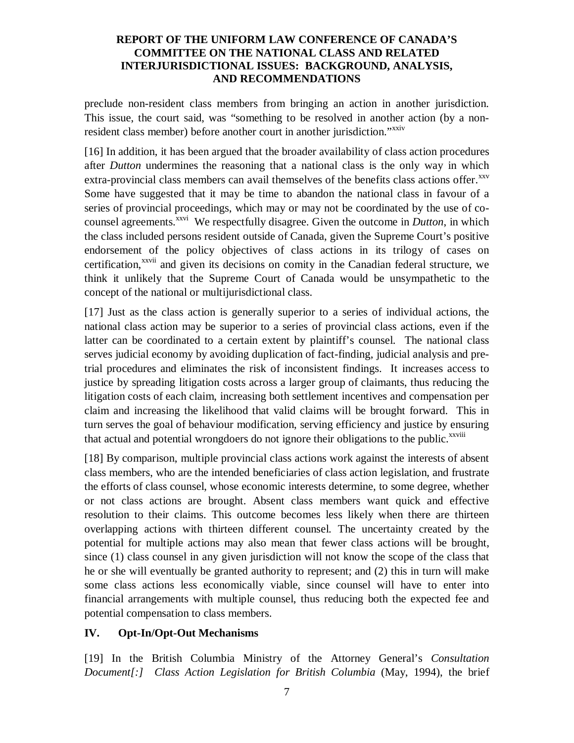preclude non-resident class members from bringing an action in another jurisdiction. This issue, the court said, was "something to be resolved in another action (by a non-resident class member) before another court in another jurisdiction."[xxiv]

[16] In addition, it has been argued that the broader availability of class action procedures after *Dutton* undermines the reasoning that a national class is the only way in which extra-provincial class members can avail themselves of the benefits class actions offer.[xxv] Some have suggested that it may be time to abandon the national class in favour of a series of provincial proceedings, which may or may not be coordinated by the use of co-counsel agreements.[xxvi] We respectfully disagree. Given the outcome in *Dutton*, in which the class included persons resident outside of Canada, given the Supreme Court's positive endorsement of the policy objectives of class actions in its trilogy of cases on certification,[xxvii] and given its decisions on comity in the Canadian federal structure, we think it unlikely that the Supreme Court of Canada would be unsympathetic to the concept of the national or multijurisdictional class.

[17] Just as the class action is generally superior to a series of individual actions, the national class action may be superior to a series of provincial class actions, even if the latter can be coordinated to a certain extent by plaintiff's counsel. The national class serves judicial economy by avoiding duplication of fact-finding, judicial analysis and pre-trial procedures and eliminates the risk of inconsistent findings. It increases access to justice by spreading litigation costs across a larger group of claimants, thus reducing the litigation costs of each claim, increasing both settlement incentives and compensation per claim and increasing the likelihood that valid claims will be brought forward. This in turn serves the goal of behaviour modification, serving efficiency and justice by ensuring that actual and potential wrongdoers do not ignore their obligations to the public.[xxviii]

[18] By comparison, multiple provincial class actions work against the interests of absent class members, who are the intended beneficiaries of class action legislation, and frustrate the efforts of class counsel, whose economic interests determine, to some degree, whether or not class actions are brought. Absent class members want quick and effective resolution to their claims. This outcome becomes less likely when there are thirteen overlapping actions with thirteen different counsel. The uncertainty created by the potential for multiple actions may also mean that fewer class actions will be brought, since (1) class counsel in any given jurisdiction will not know the scope of the class that he or she will eventually be granted authority to represent; and (2) this in turn will make some class actions less economically viable, since counsel will have to enter into financial arrangements with multiple counsel, thus reducing both the expected fee and potential compensation to class members.

## IV. Opt-In/Opt-Out Mechanisms

[19] In the British Columbia Ministry of the Attorney General's *Consultation Document[:] Class Action Legislation for British Columbia* (May, 1994), the brief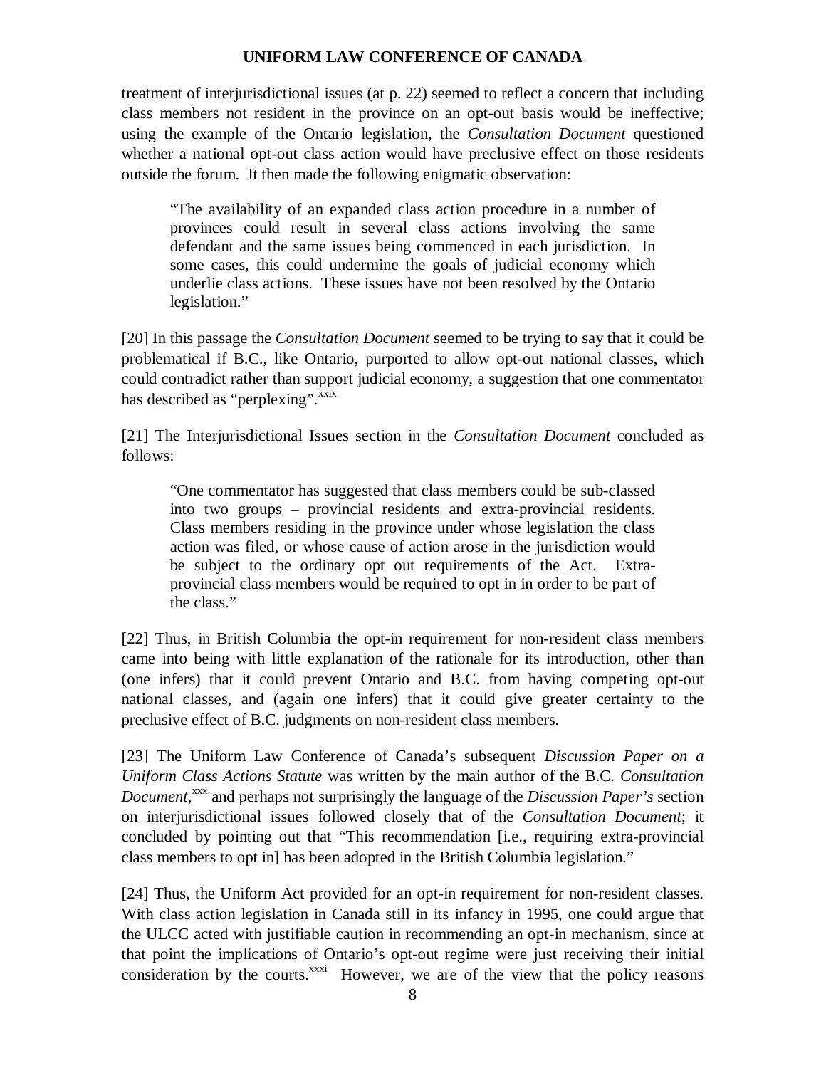treatment of interjurisdictional issues (at p. 22) seemed to reflect a concern that including class members not resident in the province on an opt-out basis would be ineffective; using the example of the Ontario legislation, the *Consultation Document* questioned whether a national opt-out class action would have preclusive effect on those residents outside the forum. It then made the following enigmatic observation:

> "The availability of an expanded class action procedure in a number of provinces could result in several class actions involving the same defendant and the same issues being commenced in each jurisdiction. In some cases, this could undermine the goals of judicial economy which underlie class actions. These issues have not been resolved by the Ontario legislation."

[20] In this passage the *Consultation Document* seemed to be trying to say that it could be problematical if B.C., like Ontario, purported to allow opt-out national classes, which could contradict rather than support judicial economy, a suggestion that one commentator has described as "perplexing".[xxix]

[21] The Interjurisdictional Issues section in the *Consultation Document* concluded as follows:

> "One commentator has suggested that class members could be sub-classed into two groups – provincial residents and extra-provincial residents. Class members residing in the province under whose legislation the class action was filed, or whose cause of action arose in the jurisdiction would be subject to the ordinary opt out requirements of the Act. Extra-provincial class members would be required to opt in in order to be part of the class."

[22] Thus, in British Columbia the opt-in requirement for non-resident class members came into being with little explanation of the rationale for its introduction, other than (one infers) that it could prevent Ontario and B.C. from having competing opt-out national classes, and (again one infers) that it could give greater certainty to the preclusive effect of B.C. judgments on non-resident class members.

[23] The Uniform Law Conference of Canada's subsequent *Discussion Paper on a Uniform Class Actions Statute* was written by the main author of the B.C. *Consultation Document*,[xxx] and perhaps not surprisingly the language of the *Discussion Paper's* section on interjurisdictional issues followed closely that of the *Consultation Document*; it concluded by pointing out that "This recommendation [i.e., requiring extra-provincial class members to opt in] has been adopted in the British Columbia legislation."

[24] Thus, the Uniform Act provided for an opt-in requirement for non-resident classes. With class action legislation in Canada still in its infancy in 1995, one could argue that the ULCC acted with justifiable caution in recommending an opt-in mechanism, since at that point the implications of Ontario's opt-out regime were just receiving their initial consideration by the courts.[xxxi] However, we are of the view that the policy reasons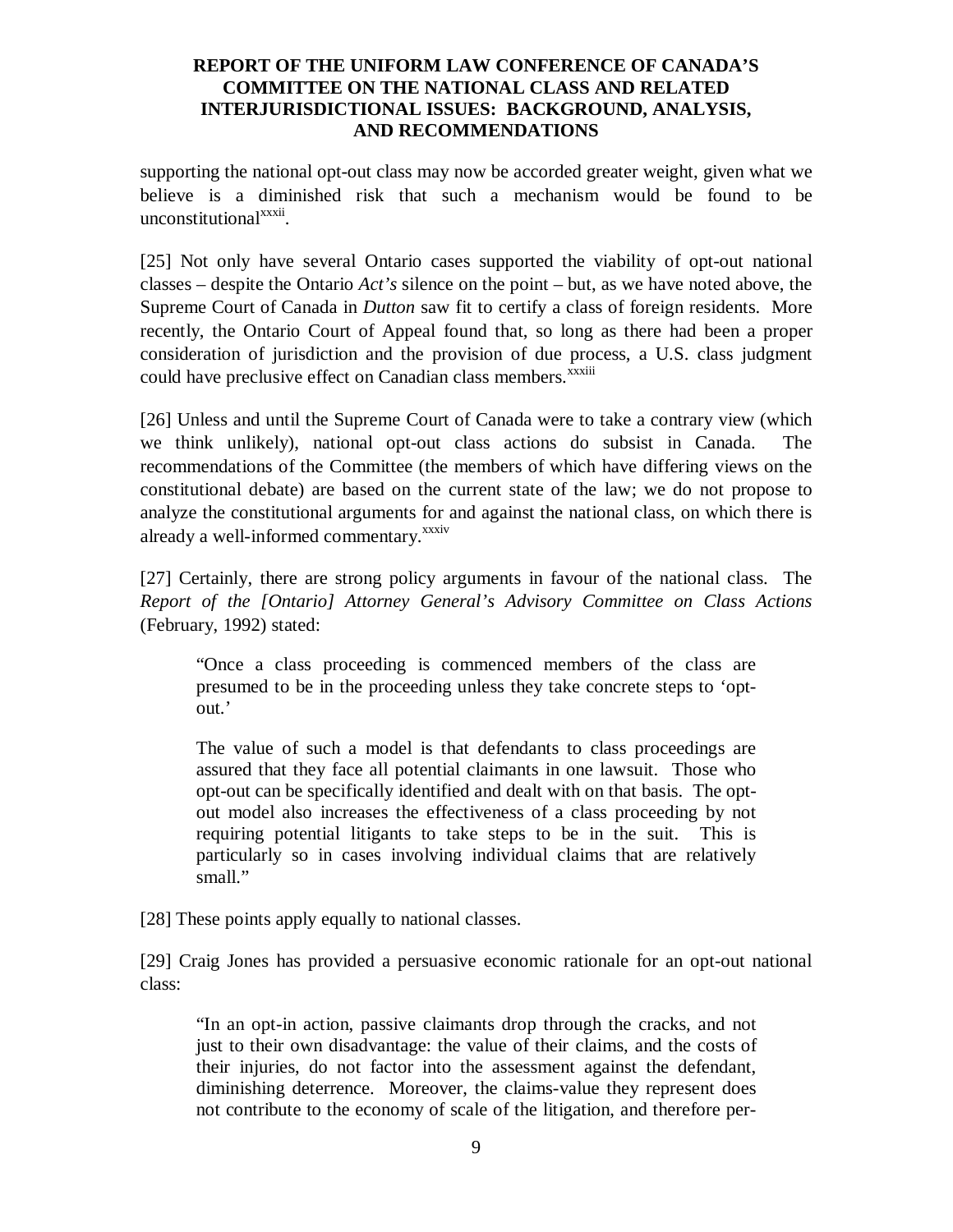supporting the national opt-out class may now be accorded greater weight, given what we believe is a diminished risk that such a mechanism would be found to be unconstitutional[xxxii].

[25] Not only have several Ontario cases supported the viability of opt-out national classes – despite the Ontario *Act's* silence on the point – but, as we have noted above, the Supreme Court of Canada in *Dutton* saw fit to certify a class of foreign residents. More recently, the Ontario Court of Appeal found that, so long as there had been a proper consideration of jurisdiction and the provision of due process, a U.S. class judgment could have preclusive effect on Canadian class members.[xxxiii]

[26] Unless and until the Supreme Court of Canada were to take a contrary view (which we think unlikely), national opt-out class actions do subsist in Canada. The recommendations of the Committee (the members of which have differing views on the constitutional debate) are based on the current state of the law; we do not propose to analyze the constitutional arguments for and against the national class, on which there is already a well-informed commentary.[xxxiv]

[27] Certainly, there are strong policy arguments in favour of the national class. The *Report of the [Ontario] Attorney General's Advisory Committee on Class Actions* (February, 1992) stated:

> "Once a class proceeding is commenced members of the class are presumed to be in the proceeding unless they take concrete steps to 'opt-out.'
>
> The value of such a model is that defendants to class proceedings are assured that they face all potential claimants in one lawsuit. Those who opt-out can be specifically identified and dealt with on that basis. The opt-out model also increases the effectiveness of a class proceeding by not requiring potential litigants to take steps to be in the suit. This is particularly so in cases involving individual claims that are relatively small."

[28] These points apply equally to national classes.

[29] Craig Jones has provided a persuasive economic rationale for an opt-out national class:

> "In an opt-in action, passive claimants drop through the cracks, and not just to their own disadvantage: the value of their claims, and the costs of their injuries, do not factor into the assessment against the defendant, diminishing deterrence. Moreover, the claims-value they represent does not contribute to the economy of scale of the litigation, and therefore per-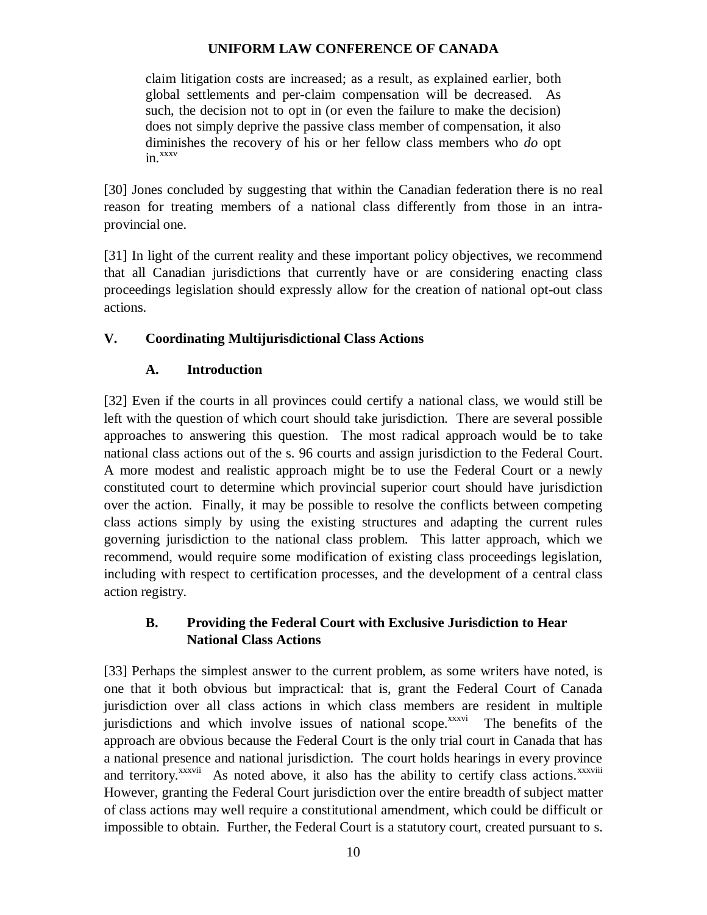> claim litigation costs are increased; as a result, as explained earlier, both global settlements and per-claim compensation will be decreased. As such, the decision not to opt in (or even the failure to make the decision) does not simply deprive the passive class member of compensation, it also diminishes the recovery of his or her fellow class members who *do* opt in.[xxxv]

[30] Jones concluded by suggesting that within the Canadian federation there is no real reason for treating members of a national class differently from those in an intra-provincial one.

[31] In light of the current reality and these important policy objectives, we recommend that all Canadian jurisdictions that currently have or are considering enacting class proceedings legislation should expressly allow for the creation of national opt-out class actions.

## V. Coordinating Multijurisdictional Class Actions

### A. Introduction

[32] Even if the courts in all provinces could certify a national class, we would still be left with the question of which court should take jurisdiction. There are several possible approaches to answering this question. The most radical approach would be to take national class actions out of the s. 96 courts and assign jurisdiction to the Federal Court. A more modest and realistic approach might be to use the Federal Court or a newly constituted court to determine which provincial superior court should have jurisdiction over the action. Finally, it may be possible to resolve the conflicts between competing class actions simply by using the existing structures and adapting the current rules governing jurisdiction to the national class problem. This latter approach, which we recommend, would require some modification of existing class proceedings legislation, including with respect to certification processes, and the development of a central class action registry.

### B. Providing the Federal Court with Exclusive Jurisdiction to Hear National Class Actions

[33] Perhaps the simplest answer to the current problem, as some writers have noted, is one that it both obvious but impractical: that is, grant the Federal Court of Canada jurisdiction over all class actions in which class members are resident in multiple jurisdictions and which involve issues of national scope.[xxxvi] The benefits of the approach are obvious because the Federal Court is the only trial court in Canada that has a national presence and national jurisdiction. The court holds hearings in every province and territory.[xxxvii] As noted above, it also has the ability to certify class actions.[xxxviii] However, granting the Federal Court jurisdiction over the entire breadth of subject matter of class actions may well require a constitutional amendment, which could be difficult or impossible to obtain. Further, the Federal Court is a statutory court, created pursuant to s.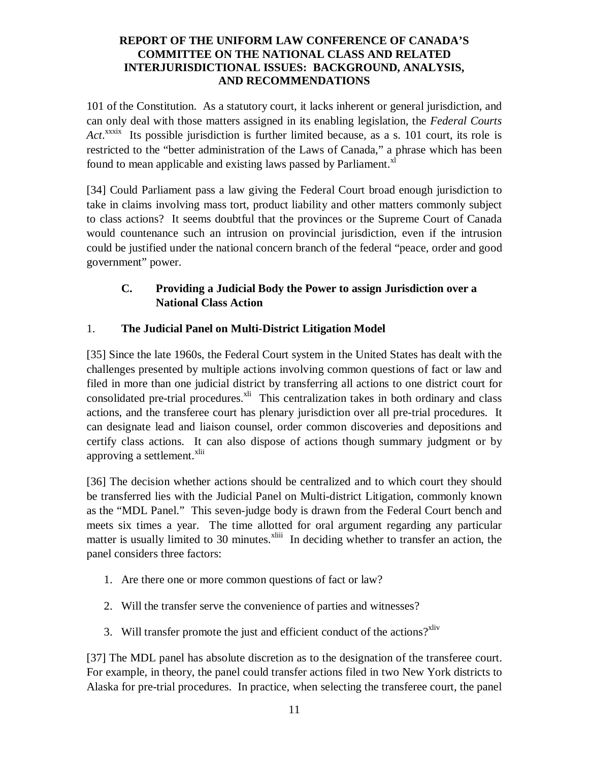101 of the Constitution. As a statutory court, it lacks inherent or general jurisdiction, and can only deal with those matters assigned in its enabling legislation, the *Federal Courts Act*.[xxxix] Its possible jurisdiction is further limited because, as a s. 101 court, its role is restricted to the "better administration of the Laws of Canada," a phrase which has been found to mean applicable and existing laws passed by Parliament.[xl]

[34] Could Parliament pass a law giving the Federal Court broad enough jurisdiction to take in claims involving mass tort, product liability and other matters commonly subject to class actions? It seems doubtful that the provinces or the Supreme Court of Canada would countenance such an intrusion on provincial jurisdiction, even if the intrusion could be justified under the national concern branch of the federal "peace, order and good government" power.

### C. Providing a Judicial Body the Power to assign Jurisdiction over a National Class Action

#### 1. The Judicial Panel on Multi-District Litigation Model

[35] Since the late 1960s, the Federal Court system in the United States has dealt with the challenges presented by multiple actions involving common questions of fact or law and filed in more than one judicial district by transferring all actions to one district court for consolidated pre-trial procedures.[xli] This centralization takes in both ordinary and class actions, and the transferee court has plenary jurisdiction over all pre-trial procedures. It can designate lead and liaison counsel, order common discoveries and depositions and certify class actions. It can also dispose of actions though summary judgment or by approving a settlement.[xlii]

[36] The decision whether actions should be centralized and to which court they should be transferred lies with the Judicial Panel on Multi-district Litigation, commonly known as the "MDL Panel." This seven-judge body is drawn from the Federal Court bench and meets six times a year. The time allotted for oral argument regarding any particular matter is usually limited to 30 minutes.[xliii] In deciding whether to transfer an action, the panel considers three factors:

1. Are there one or more common questions of fact or law?
2. Will the transfer serve the convenience of parties and witnesses?
3. Will transfer promote the just and efficient conduct of the actions?[xliv]

[37] The MDL panel has absolute discretion as to the designation of the transferee court. For example, in theory, the panel could transfer actions filed in two New York districts to Alaska for pre-trial procedures. In practice, when selecting the transferee court, the panel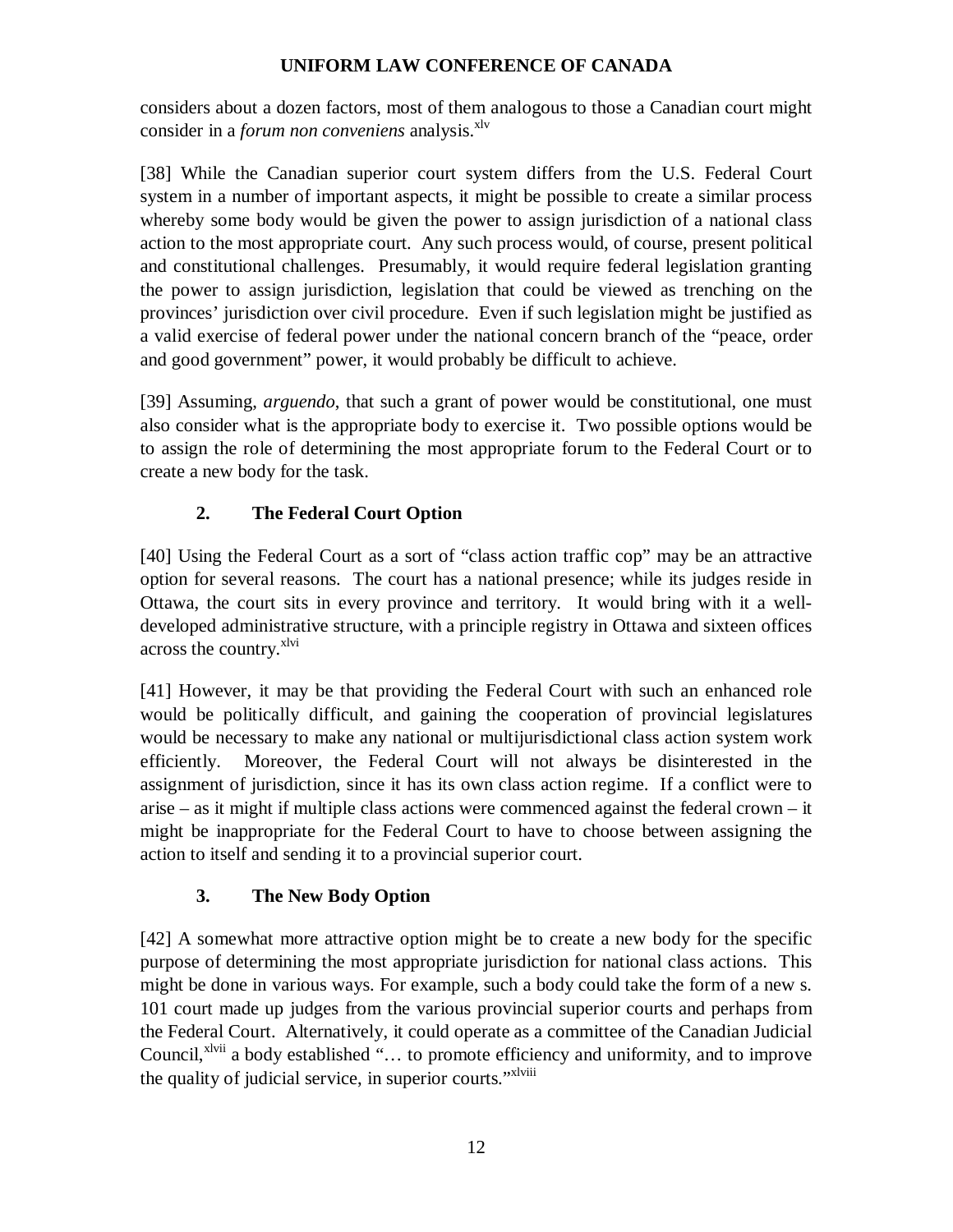considers about a dozen factors, most of them analogous to those a Canadian court might consider in a *forum non conveniens* analysis.[xlv]

[38] While the Canadian superior court system differs from the U.S. Federal Court system in a number of important aspects, it might be possible to create a similar process whereby some body would be given the power to assign jurisdiction of a national class action to the most appropriate court. Any such process would, of course, present political and constitutional challenges. Presumably, it would require federal legislation granting the power to assign jurisdiction, legislation that could be viewed as trenching on the provinces' jurisdiction over civil procedure. Even if such legislation might be justified as a valid exercise of federal power under the national concern branch of the "peace, order and good government" power, it would probably be difficult to achieve.

[39] Assuming, *arguendo*, that such a grant of power would be constitutional, one must also consider what is the appropriate body to exercise it. Two possible options would be to assign the role of determining the most appropriate forum to the Federal Court or to create a new body for the task.

### 2. The Federal Court Option

[40] Using the Federal Court as a sort of "class action traffic cop" may be an attractive option for several reasons. The court has a national presence; while its judges reside in Ottawa, the court sits in every province and territory. It would bring with it a well-developed administrative structure, with a principle registry in Ottawa and sixteen offices across the country.[xlvi]

[41] However, it may be that providing the Federal Court with such an enhanced role would be politically difficult, and gaining the cooperation of provincial legislatures would be necessary to make any national or multijurisdictional class action system work efficiently. Moreover, the Federal Court will not always be disinterested in the assignment of jurisdiction, since it has its own class action regime. If a conflict were to arise – as it might if multiple class actions were commenced against the federal crown – it might be inappropriate for the Federal Court to have to choose between assigning the action to itself and sending it to a provincial superior court.

### 3. The New Body Option

[42] A somewhat more attractive option might be to create a new body for the specific purpose of determining the most appropriate jurisdiction for national class actions. This might be done in various ways. For example, such a body could take the form of a new s. 101 court made up judges from the various provincial superior courts and perhaps from the Federal Court. Alternatively, it could operate as a committee of the Canadian Judicial Council,[xlvii] a body established "… to promote efficiency and uniformity, and to improve the quality of judicial service, in superior courts."[xlviii]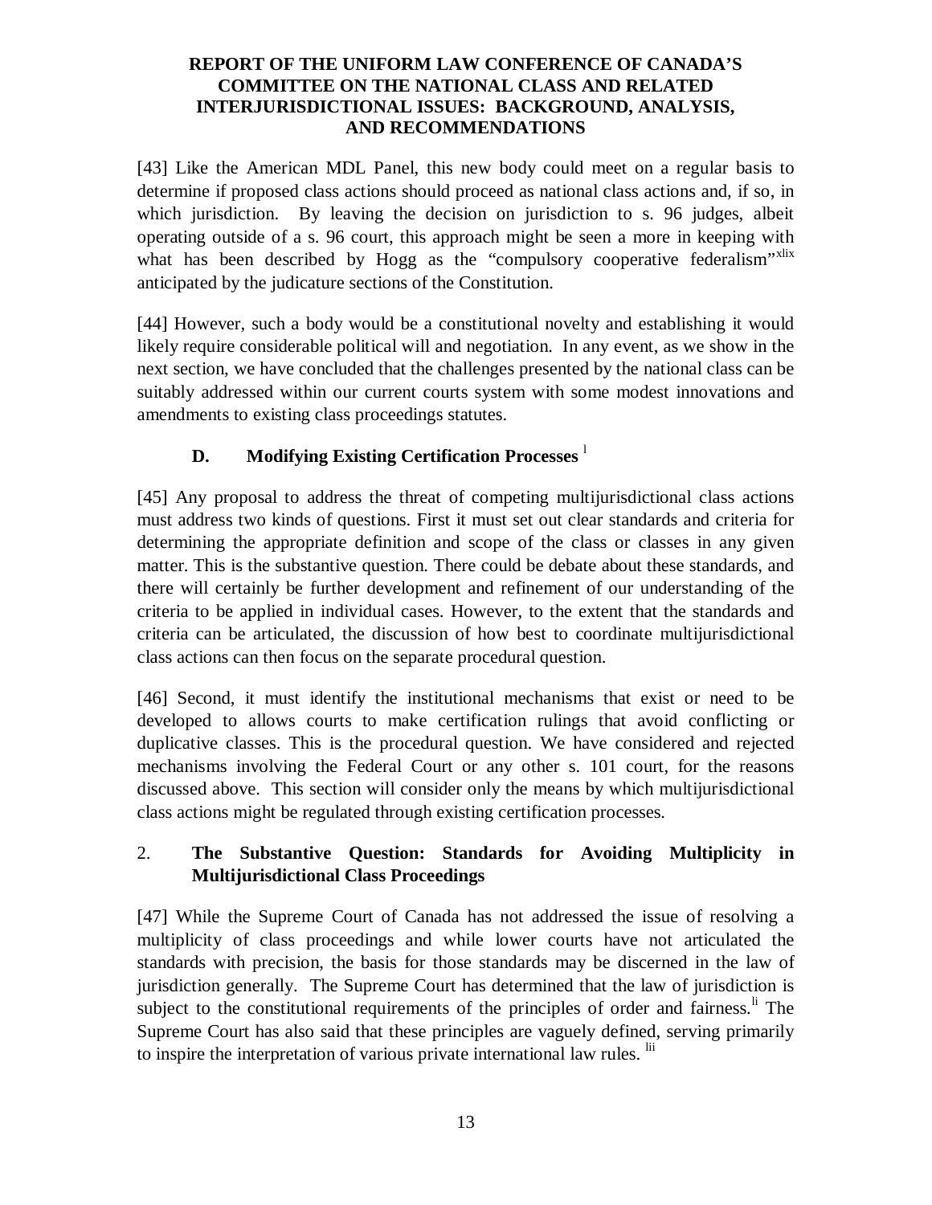**REPORT OF THE UNIFORM LAW CONFERENCE OF CANADA'S COMMITTEE ON THE NATIONAL CLASS AND RELATED INTERJURISDICTIONAL ISSUES: BACKGROUND, ANALYSIS, AND RECOMMENDATIONS**

[43] Like the American MDL Panel, this new body could meet on a regular basis to determine if proposed class actions should proceed as national class actions and, if so, in which jurisdiction. By leaving the decision on jurisdiction to s. 96 judges, albeit operating outside of a s. 96 court, this approach might be seen a more in keeping with what has been described by Hogg as the "compulsory cooperative federalism"[xlix] anticipated by the judicature sections of the Constitution.

[44] However, such a body would be a constitutional novelty and establishing it would likely require considerable political will and negotiation. In any event, as we show in the next section, we have concluded that the challenges presented by the national class can be suitably addressed within our current courts system with some modest innovations and amendments to existing class proceedings statutes.

### D. Modifying Existing Certification Processes [l]

[45] Any proposal to address the threat of competing multijurisdictional class actions must address two kinds of questions. First it must set out clear standards and criteria for determining the appropriate definition and scope of the class or classes in any given matter. This is the substantive question. There could be debate about these standards, and there will certainly be further development and refinement of our understanding of the criteria to be applied in individual cases. However, to the extent that the standards and criteria can be articulated, the discussion of how best to coordinate multijurisdictional class actions can then focus on the separate procedural question.

[46] Second, it must identify the institutional mechanisms that exist or need to be developed to allows courts to make certification rulings that avoid conflicting or duplicative classes. This is the procedural question. We have considered and rejected mechanisms involving the Federal Court or any other s. 101 court, for the reasons discussed above. This section will consider only the means by which multijurisdictional class actions might be regulated through existing certification processes.

### 2. The Substantive Question: Standards for Avoiding Multiplicity in Multijurisdictional Class Proceedings

[47] While the Supreme Court of Canada has not addressed the issue of resolving a multiplicity of class proceedings and while lower courts have not articulated the standards with precision, the basis for those standards may be discerned in the law of jurisdiction generally. The Supreme Court has determined that the law of jurisdiction is subject to the constitutional requirements of the principles of order and fairness.[li] The Supreme Court has also said that these principles are vaguely defined, serving primarily to inspire the interpretation of various private international law rules. [lii]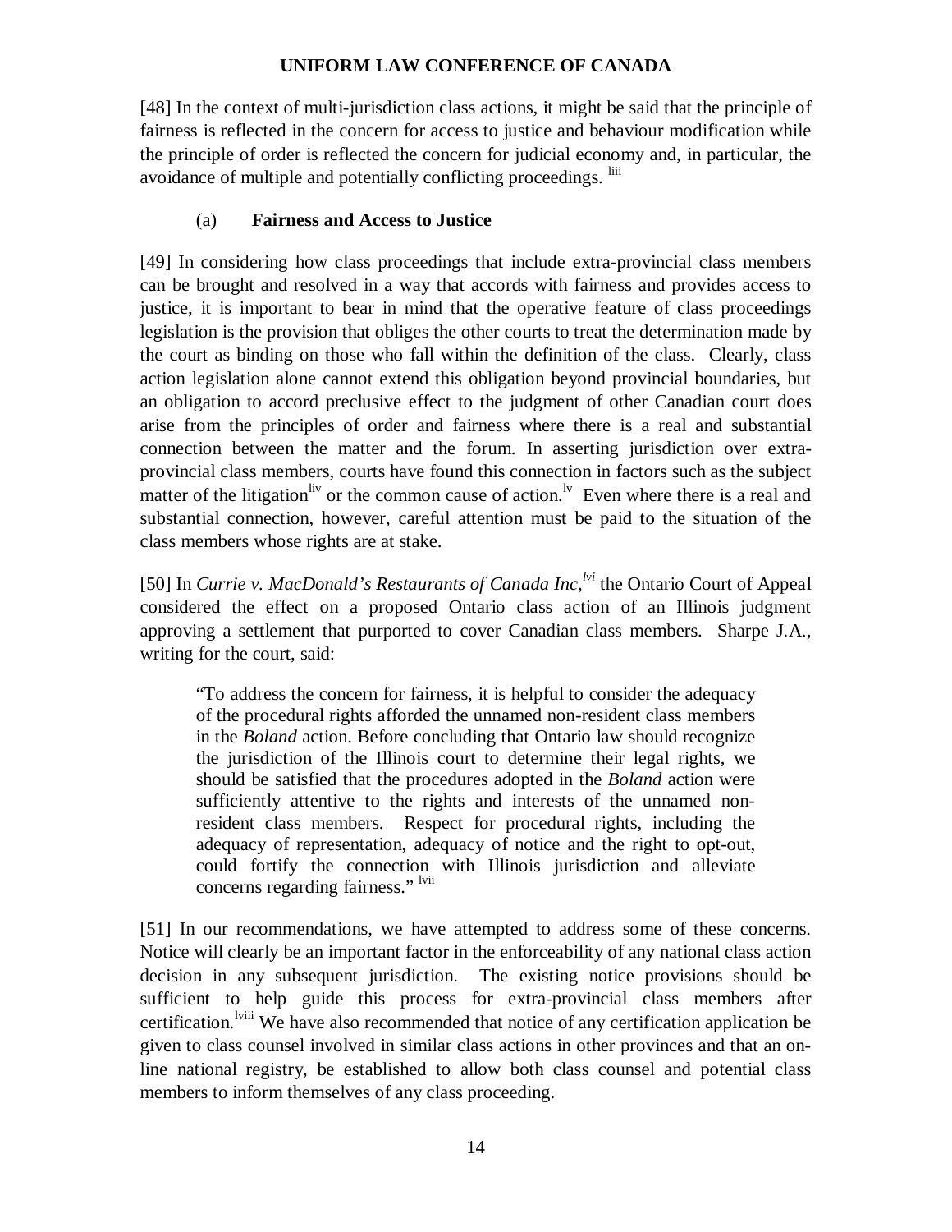[48] In the context of multi-jurisdiction class actions, it might be said that the principle of fairness is reflected in the concern for access to justice and behaviour modification while the principle of order is reflected the concern for judicial economy and, in particular, the avoidance of multiple and potentially conflicting proceedings. [liii]

### (a) **Fairness and Access to Justice**

[49] In considering how class proceedings that include extra-provincial class members can be brought and resolved in a way that accords with fairness and provides access to justice, it is important to bear in mind that the operative feature of class proceedings legislation is the provision that obliges the other courts to treat the determination made by the court as binding on those who fall within the definition of the class. Clearly, class action legislation alone cannot extend this obligation beyond provincial boundaries, but an obligation to accord preclusive effect to the judgment of other Canadian court does arise from the principles of order and fairness where there is a real and substantial connection between the matter and the forum. In asserting jurisdiction over extra-provincial class members, courts have found this connection in factors such as the subject matter of the litigation[liv] or the common cause of action.[lv] Even where there is a real and substantial connection, however, careful attention must be paid to the situation of the class members whose rights are at stake.

[50] In *Currie v. MacDonald's Restaurants of Canada Inc*,[lvi] the Ontario Court of Appeal considered the effect on a proposed Ontario class action of an Illinois judgment approving a settlement that purported to cover Canadian class members. Sharpe J.A., writing for the court, said:

> "To address the concern for fairness, it is helpful to consider the adequacy of the procedural rights afforded the unnamed non-resident class members in the *Boland* action. Before concluding that Ontario law should recognize the jurisdiction of the Illinois court to determine their legal rights, we should be satisfied that the procedures adopted in the *Boland* action were sufficiently attentive to the rights and interests of the unnamed non-resident class members. Respect for procedural rights, including the adequacy of representation, adequacy of notice and the right to opt-out, could fortify the connection with Illinois jurisdiction and alleviate concerns regarding fairness." [lvii]

[51] In our recommendations, we have attempted to address some of these concerns. Notice will clearly be an important factor in the enforceability of any national class action decision in any subsequent jurisdiction. The existing notice provisions should be sufficient to help guide this process for extra-provincial class members after certification.[lviii] We have also recommended that notice of any certification application be given to class counsel involved in similar class actions in other provinces and that an on-line national registry, be established to allow both class counsel and potential class members to inform themselves of any class proceeding.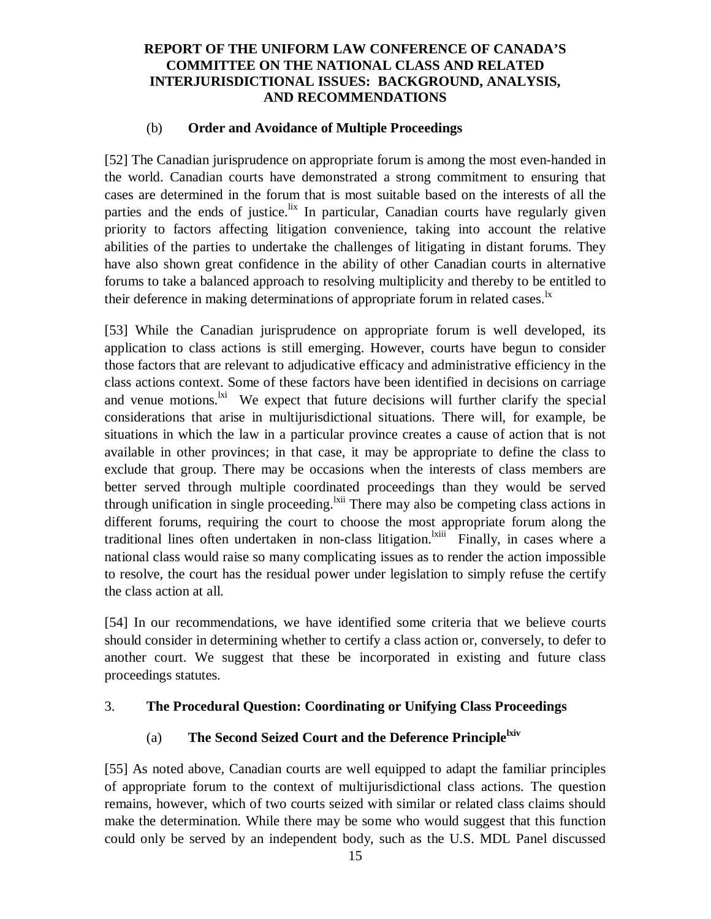# REPORT OF THE UNIFORM LAW CONFERENCE OF CANADA'S COMMITTEE ON THE NATIONAL CLASS AND RELATED INTERJURISDICTIONAL ISSUES: BACKGROUND, ANALYSIS, AND RECOMMENDATIONS

### (b) Order and Avoidance of Multiple Proceedings

[52] The Canadian jurisprudence on appropriate forum is among the most even-handed in the world. Canadian courts have demonstrated a strong commitment to ensuring that cases are determined in the forum that is most suitable based on the interests of all the parties and the ends of justice.[lix] In particular, Canadian courts have regularly given priority to factors affecting litigation convenience, taking into account the relative abilities of the parties to undertake the challenges of litigating in distant forums. They have also shown great confidence in the ability of other Canadian courts in alternative forums to take a balanced approach to resolving multiplicity and thereby to be entitled to their deference in making determinations of appropriate forum in related cases.[lx]

[53] While the Canadian jurisprudence on appropriate forum is well developed, its application to class actions is still emerging. However, courts have begun to consider those factors that are relevant to adjudicative efficacy and administrative efficiency in the class actions context. Some of these factors have been identified in decisions on carriage and venue motions.[lxi] We expect that future decisions will further clarify the special considerations that arise in multijurisdictional situations. There will, for example, be situations in which the law in a particular province creates a cause of action that is not available in other provinces; in that case, it may be appropriate to define the class to exclude that group. There may be occasions when the interests of class members are better served through multiple coordinated proceedings than they would be served through unification in single proceeding.[lxii] There may also be competing class actions in different forums, requiring the court to choose the most appropriate forum along the traditional lines often undertaken in non-class litigation.[lxiii] Finally, in cases where a national class would raise so many complicating issues as to render the action impossible to resolve, the court has the residual power under legislation to simply refuse the certify the class action at all.

[54] In our recommendations, we have identified some criteria that we believe courts should consider in determining whether to certify a class action or, conversely, to defer to another court. We suggest that these be incorporated in existing and future class proceedings statutes.

## 3. The Procedural Question: Coordinating or Unifying Class Proceedings

### (a) The Second Seized Court and the Deference Principle[lxiv]

[55] As noted above, Canadian courts are well equipped to adapt the familiar principles of appropriate forum to the context of multijurisdictional class actions. The question remains, however, which of two courts seized with similar or related class claims should make the determination. While there may be some who would suggest that this function could only be served by an independent body, such as the U.S. MDL Panel discussed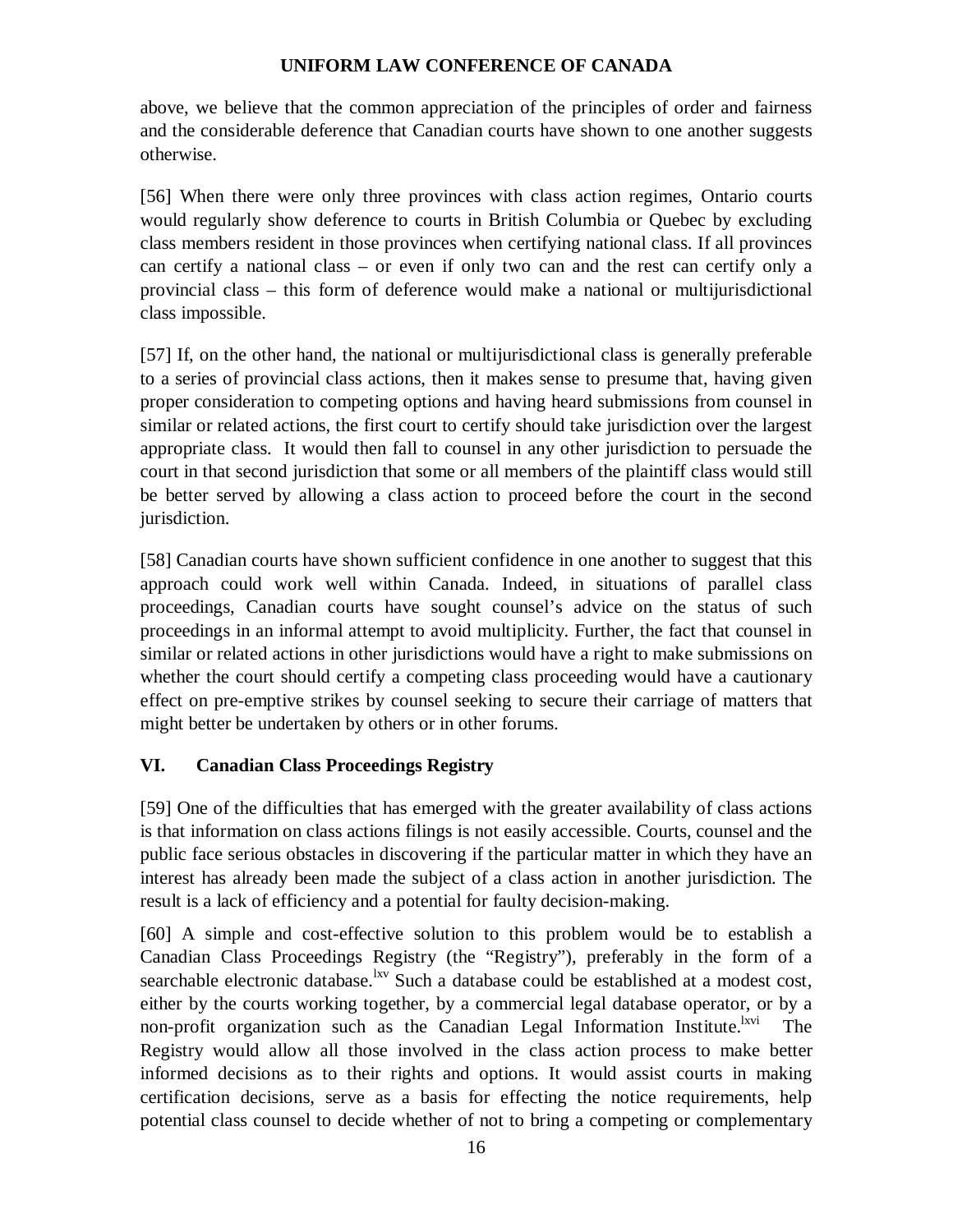above, we believe that the common appreciation of the principles of order and fairness and the considerable deference that Canadian courts have shown to one another suggests otherwise.

[56] When there were only three provinces with class action regimes, Ontario courts would regularly show deference to courts in British Columbia or Quebec by excluding class members resident in those provinces when certifying national class. If all provinces can certify a national class – or even if only two can and the rest can certify only a provincial class – this form of deference would make a national or multijurisdictional class impossible.

[57] If, on the other hand, the national or multijurisdictional class is generally preferable to a series of provincial class actions, then it makes sense to presume that, having given proper consideration to competing options and having heard submissions from counsel in similar or related actions, the first court to certify should take jurisdiction over the largest appropriate class. It would then fall to counsel in any other jurisdiction to persuade the court in that second jurisdiction that some or all members of the plaintiff class would still be better served by allowing a class action to proceed before the court in the second jurisdiction.

[58] Canadian courts have shown sufficient confidence in one another to suggest that this approach could work well within Canada. Indeed, in situations of parallel class proceedings, Canadian courts have sought counsel's advice on the status of such proceedings in an informal attempt to avoid multiplicity. Further, the fact that counsel in similar or related actions in other jurisdictions would have a right to make submissions on whether the court should certify a competing class proceeding would have a cautionary effect on pre-emptive strikes by counsel seeking to secure their carriage of matters that might better be undertaken by others or in other forums.

## VI. Canadian Class Proceedings Registry

[59] One of the difficulties that has emerged with the greater availability of class actions is that information on class actions filings is not easily accessible. Courts, counsel and the public face serious obstacles in discovering if the particular matter in which they have an interest has already been made the subject of a class action in another jurisdiction. The result is a lack of efficiency and a potential for faulty decision-making.

[60] A simple and cost-effective solution to this problem would be to establish a Canadian Class Proceedings Registry (the "Registry"), preferably in the form of a searchable electronic database.[lxv] Such a database could be established at a modest cost, either by the courts working together, by a commercial legal database operator, or by a non-profit organization such as the Canadian Legal Information Institute.[lxvi] The Registry would allow all those involved in the class action process to make better informed decisions as to their rights and options. It would assist courts in making certification decisions, serve as a basis for effecting the notice requirements, help potential class counsel to decide whether of not to bring a competing or complementary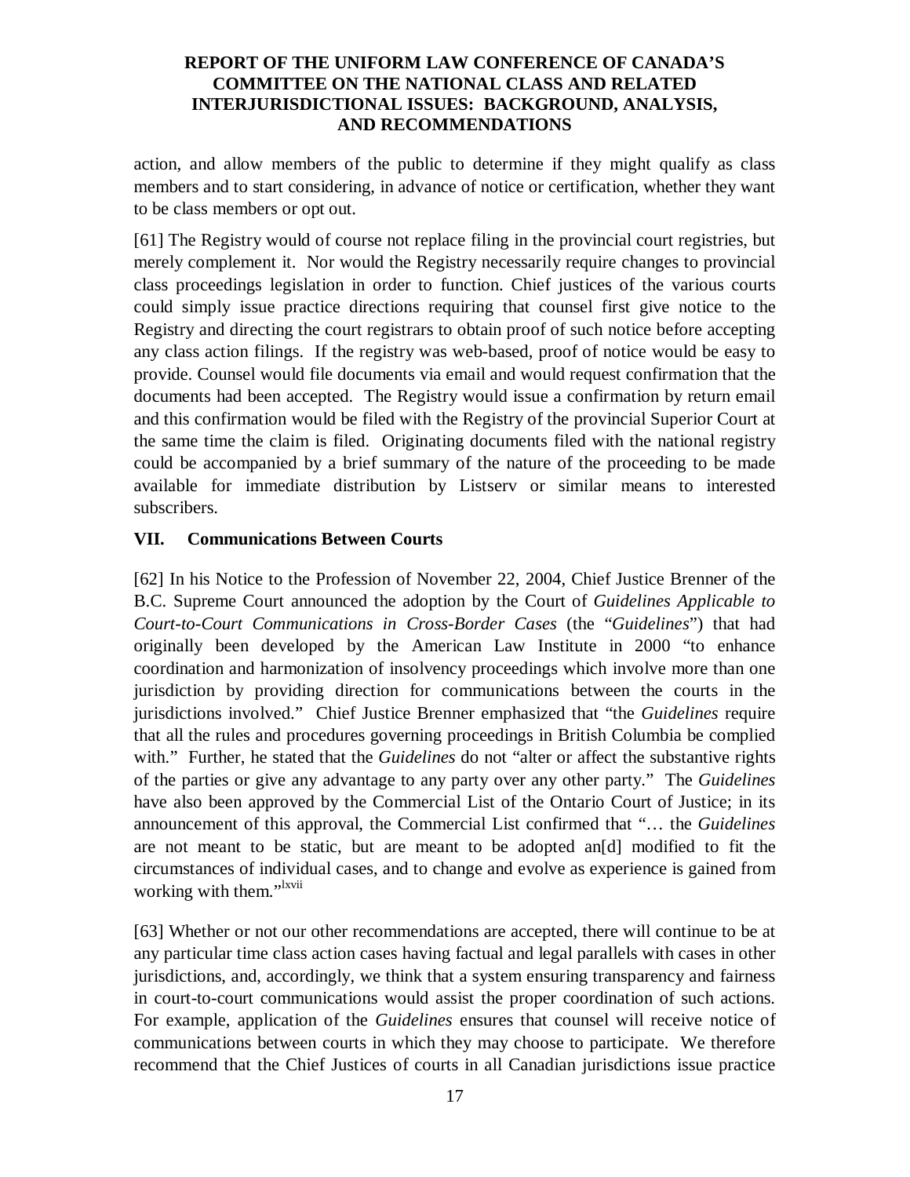action, and allow members of the public to determine if they might qualify as class members and to start considering, in advance of notice or certification, whether they want to be class members or opt out.

[61] The Registry would of course not replace filing in the provincial court registries, but merely complement it. Nor would the Registry necessarily require changes to provincial class proceedings legislation in order to function. Chief justices of the various courts could simply issue practice directions requiring that counsel first give notice to the Registry and directing the court registrars to obtain proof of such notice before accepting any class action filings. If the registry was web-based, proof of notice would be easy to provide. Counsel would file documents via email and would request confirmation that the documents had been accepted. The Registry would issue a confirmation by return email and this confirmation would be filed with the Registry of the provincial Superior Court at the same time the claim is filed. Originating documents filed with the national registry could be accompanied by a brief summary of the nature of the proceeding to be made available for immediate distribution by Listserv or similar means to interested subscribers.

## VII. Communications Between Courts

[62] In his Notice to the Profession of November 22, 2004, Chief Justice Brenner of the B.C. Supreme Court announced the adoption by the Court of *Guidelines Applicable to Court-to-Court Communications in Cross-Border Cases* (the "*Guidelines*") that had originally been developed by the American Law Institute in 2000 "to enhance coordination and harmonization of insolvency proceedings which involve more than one jurisdiction by providing direction for communications between the courts in the jurisdictions involved." Chief Justice Brenner emphasized that "the *Guidelines* require that all the rules and procedures governing proceedings in British Columbia be complied with." Further, he stated that the *Guidelines* do not "alter or affect the substantive rights of the parties or give any advantage to any party over any other party." The *Guidelines* have also been approved by the Commercial List of the Ontario Court of Justice; in its announcement of this approval, the Commercial List confirmed that "… the *Guidelines* are not meant to be static, but are meant to be adopted an[d] modified to fit the circumstances of individual cases, and to change and evolve as experience is gained from working with them."[lxvii]

[63] Whether or not our other recommendations are accepted, there will continue to be at any particular time class action cases having factual and legal parallels with cases in other jurisdictions, and, accordingly, we think that a system ensuring transparency and fairness in court-to-court communications would assist the proper coordination of such actions. For example, application of the *Guidelines* ensures that counsel will receive notice of communications between courts in which they may choose to participate. We therefore recommend that the Chief Justices of courts in all Canadian jurisdictions issue practice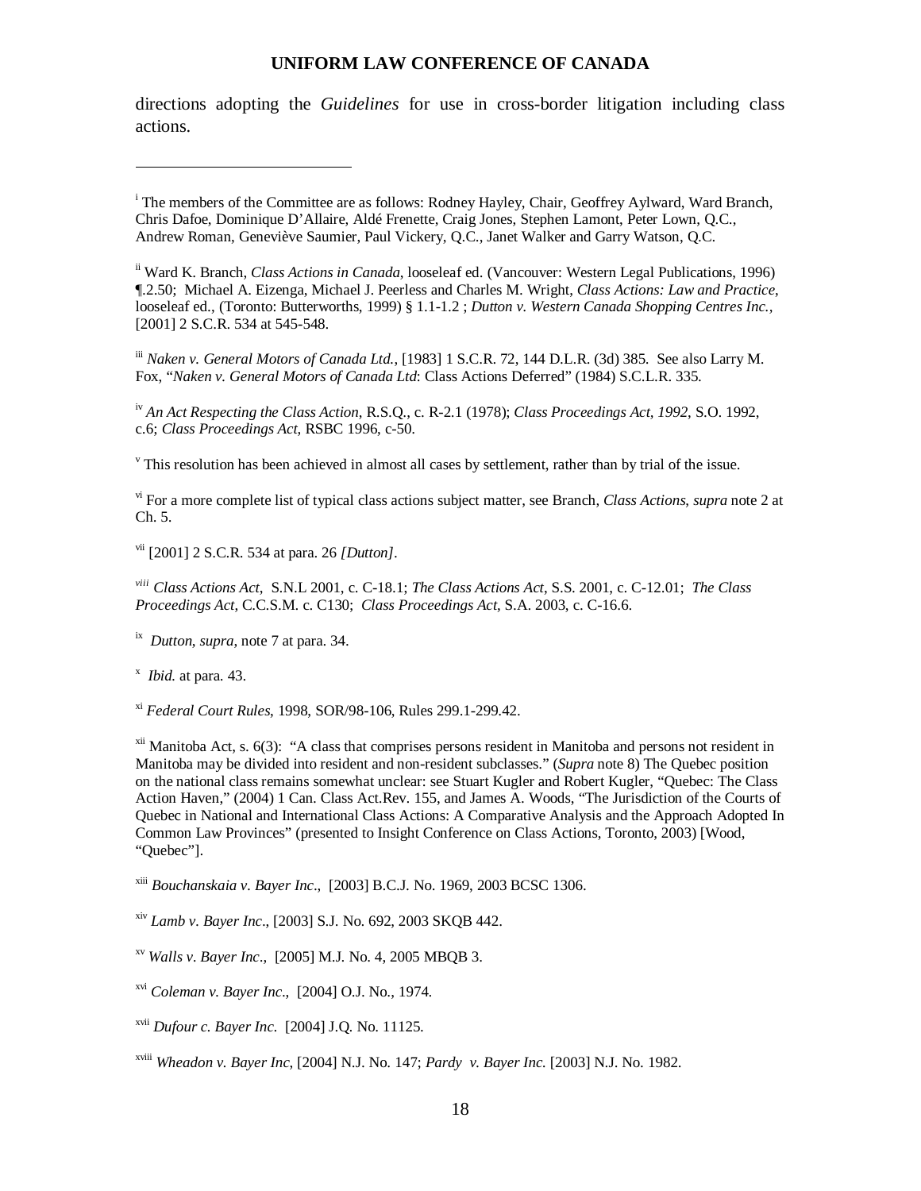directions adopting the *Guidelines* for use in cross-border litigation including class actions.

---

[i] The members of the Committee are as follows: Rodney Hayley, Chair, Geoffrey Aylward, Ward Branch, Chris Dafoe, Dominique D'Allaire, Aldé Frenette, Craig Jones, Stephen Lamont, Peter Lown, Q.C., Andrew Roman, Geneviève Saumier, Paul Vickery, Q.C., Janet Walker and Garry Watson, Q.C.

[ii] Ward K. Branch, *Class Actions in Canada*, looseleaf ed. (Vancouver: Western Legal Publications, 1996) ¶.2.50; Michael A. Eizenga, Michael J. Peerless and Charles M. Wright, *Class Actions: Law and Practice*, looseleaf ed., (Toronto: Butterworths, 1999) § 1.1-1.2 ; *Dutton v. Western Canada Shopping Centres Inc.*, [2001] 2 S.C.R. 534 at 545-548.

[iii] *Naken v. General Motors of Canada Ltd.*, [1983] 1 S.C.R. 72, 144 D.L.R. (3d) 385. See also Larry M. Fox, "*Naken v. General Motors of Canada Ltd*: Class Actions Deferred" (1984) S.C.L.R. 335.

[iv] *An Act Respecting the Class Action*, R.S.Q., c. R-2.1 (1978); *Class Proceedings Act, 1992*, S.O. 1992, c.6; *Class Proceedings Act*, RSBC 1996, c-50.

[v] This resolution has been achieved in almost all cases by settlement, rather than by trial of the issue.

[vi] For a more complete list of typical class actions subject matter, see Branch, *Class Actions*, *supra* note 2 at Ch. 5.

[vii] [2001] 2 S.C.R. 534 at para. 26 *[Dutton]*.

[viii] *Class Actions Act*, S.N.L 2001, c. C-18.1; *The Class Actions Act*, S.S. 2001, c. C-12.01; *The Class Proceedings Act*, C.C.S.M. c. C130; *Class Proceedings Act*, S.A. 2003, c. C-16.6.

[ix] *Dutton*, *supra*, note 7 at para. 34.

[x] *Ibid.* at para. 43.

[xi] *Federal Court Rules*, 1998, SOR/98-106, Rules 299.1-299.42.

[xii] Manitoba Act, s. 6(3): "A class that comprises persons resident in Manitoba and persons not resident in Manitoba may be divided into resident and non-resident subclasses." (*Supra* note 8) The Quebec position on the national class remains somewhat unclear: see Stuart Kugler and Robert Kugler, "Quebec: The Class Action Haven," (2004) 1 Can. Class Act.Rev. 155, and James A. Woods, "The Jurisdiction of the Courts of Quebec in National and International Class Actions: A Comparative Analysis and the Approach Adopted In Common Law Provinces" (presented to Insight Conference on Class Actions, Toronto, 2003) [Wood, "Quebec"].

[xiii] *Bouchanskaia v. Bayer Inc*., [2003] B.C.J. No. 1969, 2003 BCSC 1306.

[xiv] *Lamb v. Bayer Inc*., [2003] S.J. No. 692, 2003 SKQB 442.

[xv] *Walls v. Bayer Inc*., [2005] M.J. No. 4, 2005 MBQB 3.

[xvi] *Coleman v. Bayer Inc*., [2004] O.J. No., 1974.

[xvii] *Dufour c. Bayer Inc*. [2004] J.Q. No. 11125.

[xviii] *Wheadon v. Bayer Inc*, [2004] N.J. No. 147; *Pardy v. Bayer Inc.* [2003] N.J. No. 1982.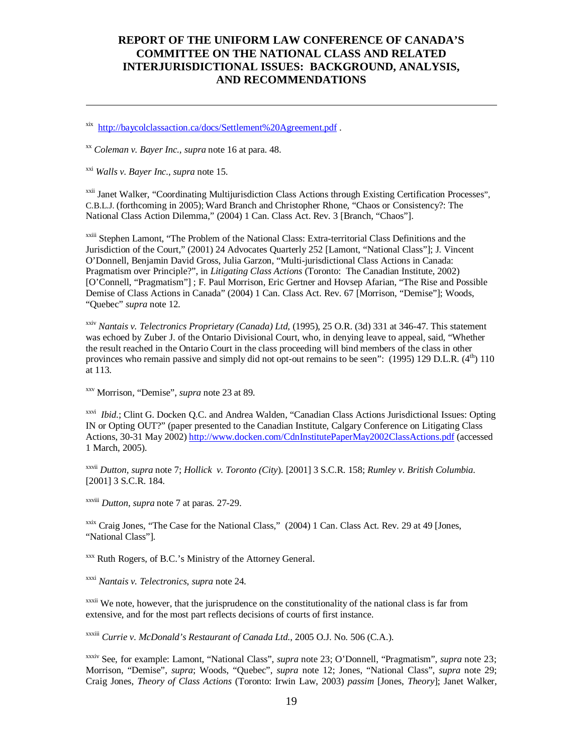[xix] http://baycolclassaction.ca/docs/Settlement%20Agreement.pdf .

[xx] *Coleman v. Bayer Inc.*, *supra* note 16 at para. 48.

[xxi] *Walls v. Bayer Inc.*, *supra* note 15.

[xxii] Janet Walker, "Coordinating Multijurisdiction Class Actions through Existing Certification Processes", C.B.L.J. (forthcoming in 2005); Ward Branch and Christopher Rhone, "Chaos or Consistency?: The National Class Action Dilemma," (2004) 1 Can. Class Act. Rev. 3 [Branch, "Chaos"].

[xxiii] Stephen Lamont, "The Problem of the National Class: Extra-territorial Class Definitions and the Jurisdiction of the Court," (2001) 24 Advocates Quarterly 252 [Lamont, "National Class"]; J. Vincent O'Donnell, Benjamin David Gross, Julia Garzon, "Multi-jurisdictional Class Actions in Canada: Pragmatism over Principle?", in *Litigating Class Actions* (Toronto: The Canadian Institute, 2002) [O'Connell, "Pragmatism"] ; F. Paul Morrison, Eric Gertner and Hovsep Afarian, "The Rise and Possible Demise of Class Actions in Canada" (2004) 1 Can. Class Act. Rev. 67 [Morrison, "Demise"]; Woods, "Quebec" *supra* note 12.

[xxiv] *Nantais v. Telectronics Proprietary (Canada) Ltd,* (1995), 25 O.R. (3d) 331 at 346-47. This statement was echoed by Zuber J. of the Ontario Divisional Court, who, in denying leave to appeal, said, "Whether the result reached in the Ontario Court in the class proceeding will bind members of the class in other provinces who remain passive and simply did not opt-out remains to be seen": (1995) 129 D.L.R. (4th) 110 at 113.

[xxv] Morrison, "Demise", *supra* note 23 at 89.

[xxvi] *Ibid.*; Clint G. Docken Q.C. and Andrea Walden, "Canadian Class Actions Jurisdictional Issues: Opting IN or Opting OUT?" (paper presented to the Canadian Institute, Calgary Conference on Litigating Class Actions, 30-31 May 2002) http://www.docken.com/CdnInstitutePaperMay2002ClassActions.pdf (accessed 1 March, 2005).

[xxvii] *Dutton, supra* note 7; *Hollick v. Toronto (City*). [2001] 3 S.C.R. 158; *Rumley v. British Columbia.* [2001] 3 S.C.R. 184.

[xxviii] *Dutton*, *supra* note 7 at paras. 27-29.

[xxix] Craig Jones, "The Case for the National Class," (2004) 1 Can. Class Act. Rev. 29 at 49 [Jones, "National Class"].

[xxx] Ruth Rogers, of B.C.'s Ministry of the Attorney General.

[xxxi] *Nantais v. Telectronics*, *supra* note 24.

[xxxii] We note, however, that the jurisprudence on the constitutionality of the national class is far from extensive, and for the most part reflects decisions of courts of first instance.

[xxxiii] *Currie v. McDonald's Restaurant of Canada Ltd.*, 2005 O.J. No. 506 (C.A.).

[xxxiv] See, for example: Lamont, "National Class", *supra* note 23; O'Donnell, "Pragmatism", *supra* note 23; Morrison, "Demise", *supra*; Woods, "Quebec", *supra* note 12; Jones, "National Class", *supra* note 29; Craig Jones, *Theory of Class Actions* (Toronto: Irwin Law, 2003) *passim* [Jones, *Theory*]; Janet Walker,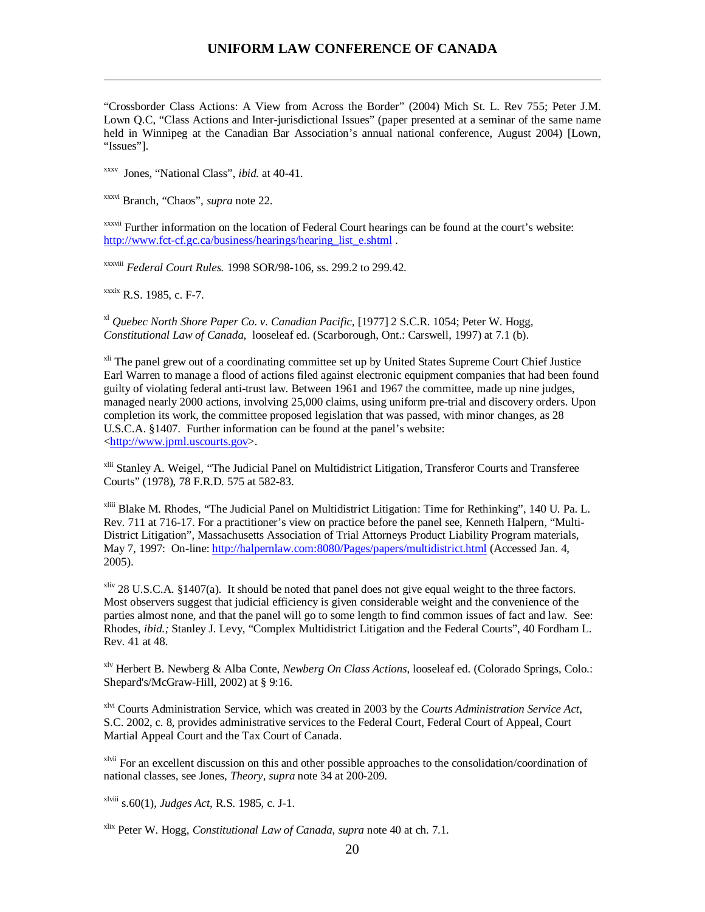"Crossborder Class Actions: A View from Across the Border" (2004) Mich St. L. Rev 755; Peter J.M. Lown Q.C, "Class Actions and Inter-jurisdictional Issues" (paper presented at a seminar of the same name held in Winnipeg at the Canadian Bar Association's annual national conference, August 2004) [Lown, "Issues"].

[xxxv] Jones, "National Class", *ibid.* at 40-41.

[xxxvi] Branch, "Chaos", *supra* note 22.

[xxxvii] Further information on the location of Federal Court hearings can be found at the court's website: http://www.fct-cf.gc.ca/business/hearings/hearing_list_e.shtml .

[xxxviii] *Federal Court Rules.* 1998 SOR/98-106, ss. 299.2 to 299.42.

[xxxix] R.S. 1985, c. F-7.

[xl] *Quebec North Shore Paper Co. v. Canadian Pacific,* [1977] 2 S.C.R. 1054; Peter W. Hogg, *Constitutional Law of Canada,* looseleaf ed. (Scarborough, Ont.: Carswell, 1997) at 7.1 (b).

[xli] The panel grew out of a coordinating committee set up by United States Supreme Court Chief Justice Earl Warren to manage a flood of actions filed against electronic equipment companies that had been found guilty of violating federal anti-trust law. Between 1961 and 1967 the committee, made up nine judges, managed nearly 2000 actions, involving 25,000 claims, using uniform pre-trial and discovery orders. Upon completion its work, the committee proposed legislation that was passed, with minor changes, as 28 U.S.C.A. §1407. Further information can be found at the panel's website: <http://www.jpml.uscourts.gov>.

[xlii] Stanley A. Weigel, "The Judicial Panel on Multidistrict Litigation, Transferor Courts and Transferee Courts" (1978), 78 F.R.D. 575 at 582-83.

[xliii] Blake M. Rhodes, "The Judicial Panel on Multidistrict Litigation: Time for Rethinking", 140 U. Pa. L. Rev. 711 at 716-17. For a practitioner's view on practice before the panel see, Kenneth Halpern, "Multi-District Litigation", Massachusetts Association of Trial Attorneys Product Liability Program materials, May 7, 1997: On-line: http://halpernlaw.com:8080/Pages/papers/multidistrict.html (Accessed Jan. 4, 2005).

[xliv] 28 U.S.C.A. §1407(a). It should be noted that panel does not give equal weight to the three factors. Most observers suggest that judicial efficiency is given considerable weight and the convenience of the parties almost none, and that the panel will go to some length to find common issues of fact and law. See: Rhodes, *ibid.;* Stanley J. Levy, "Complex Multidistrict Litigation and the Federal Courts", 40 Fordham L. Rev. 41 at 48.

[xlv] Herbert B. Newberg & Alba Conte, *Newberg On Class Actions*, looseleaf ed. (Colorado Springs, Colo.: Shepard's/McGraw-Hill, 2002) at § 9:16.

[xlvi] Courts Administration Service, which was created in 2003 by the *Courts Administration Service Act,* S.C. 2002, c. 8, provides administrative services to the Federal Court, Federal Court of Appeal, Court Martial Appeal Court and the Tax Court of Canada.

[xlvii] For an excellent discussion on this and other possible approaches to the consolidation/coordination of national classes, see Jones, *Theory*, *supra* note 34 at 200-209.

[xlviii] s.60(1), *Judges Act,* R.S. 1985, c. J-1.

[xlix] Peter W. Hogg, *Constitutional Law of Canada, supra* note 40 at ch. 7.1.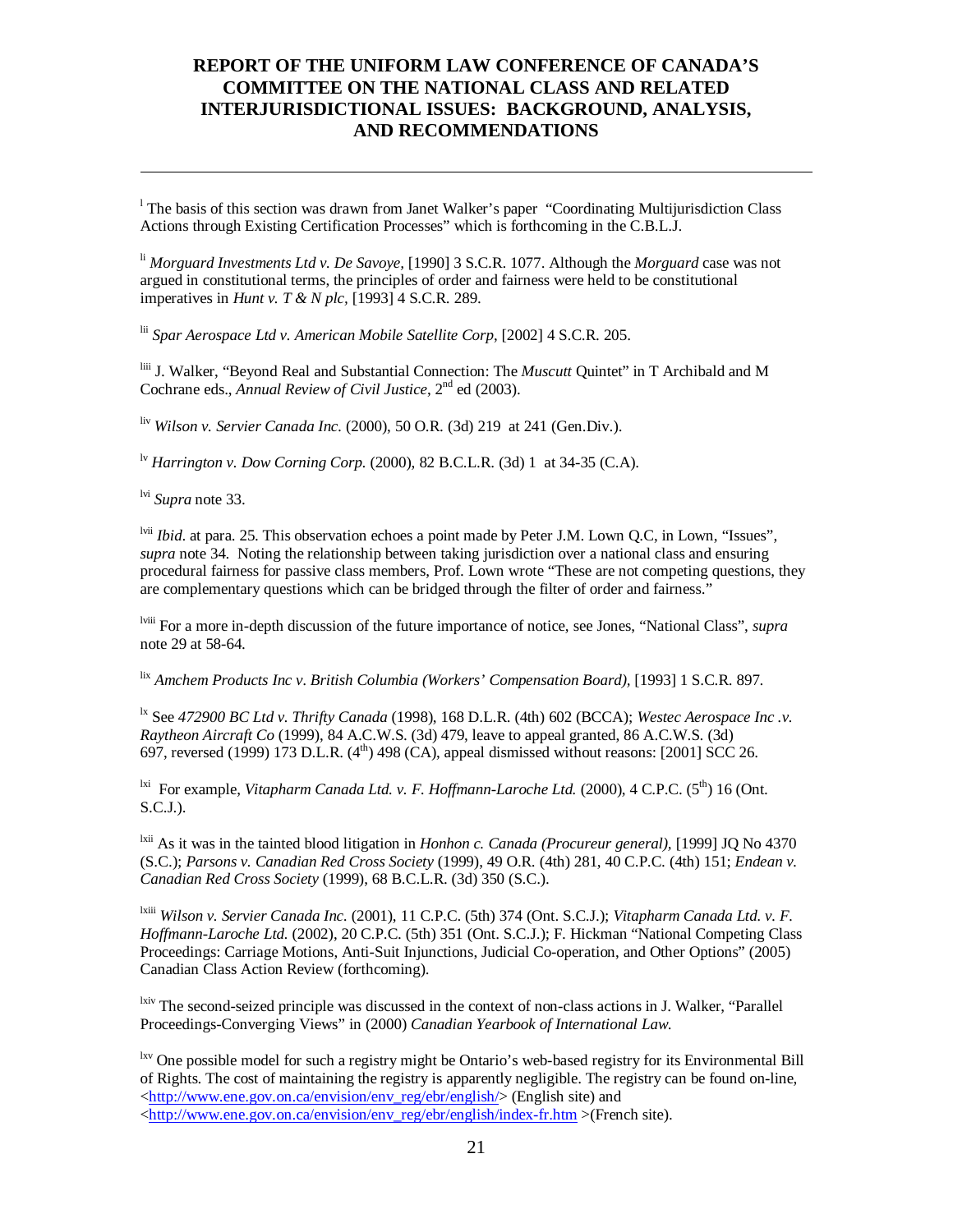[l] The basis of this section was drawn from Janet Walker's paper "Coordinating Multijurisdiction Class Actions through Existing Certification Processes" which is forthcoming in the C.B.L.J.

[li] *Morguard Investments Ltd v. De Savoye*, [1990] 3 S.C.R. 1077. Although the *Morguard* case was not argued in constitutional terms, the principles of order and fairness were held to be constitutional imperatives in *Hunt v. T & N plc*, [1993] 4 S.C.R. 289.

[lii] *Spar Aerospace Ltd v. American Mobile Satellite Corp*, [2002] 4 S.C.R. 205.

[liii] J. Walker, "Beyond Real and Substantial Connection: The *Muscutt* Quintet" in T Archibald and M Cochrane eds., *Annual Review of Civil Justice*, 2nd ed (2003).

[liv] *Wilson v. Servier Canada Inc.* (2000), 50 O.R. (3d) 219 at 241 (Gen.Div.).

[lv] *Harrington v. Dow Corning Corp.* (2000), 82 B.C.L.R. (3d) 1 at 34-35 (C.A).

[lvi] *Supra* note 33.

[lvii] *Ibid.* at para. 25. This observation echoes a point made by Peter J.M. Lown Q.C, in Lown, "Issues", *supra* note 34. Noting the relationship between taking jurisdiction over a national class and ensuring procedural fairness for passive class members, Prof. Lown wrote "These are not competing questions, they are complementary questions which can be bridged through the filter of order and fairness."

[lviii] For a more in-depth discussion of the future importance of notice, see Jones, "National Class", *supra* note 29 at 58-64.

[lix] *Amchem Products Inc v. British Columbia (Workers' Compensation Board)*, [1993] 1 S.C.R. 897.

[lx] See *472900 BC Ltd v. Thrifty Canada* (1998), 168 D.L.R. (4th) 602 (BCCA); *Westec Aerospace Inc .v. Raytheon Aircraft Co* (1999), 84 A.C.W.S. (3d) 479, leave to appeal granted, 86 A.C.W.S. (3d) 697, reversed (1999) 173 D.L.R. (4th) 498 (CA), appeal dismissed without reasons: [2001] SCC 26.

[lxi] For example, *Vitapharm Canada Ltd. v. F. Hoffmann-Laroche Ltd.* (2000), 4 C.P.C. (5th) 16 (Ont. S.C.J.).

[lxii] As it was in the tainted blood litigation in *Honhon c. Canada (Procureur general)*, [1999] JQ No 4370 (S.C.); *Parsons v. Canadian Red Cross Society* (1999), 49 O.R. (4th) 281, 40 C.P.C. (4th) 151; *Endean v. Canadian Red Cross Society* (1999), 68 B.C.L.R. (3d) 350 (S.C.).

[lxiii] *Wilson v. Servier Canada Inc.* (2001), 11 C.P.C. (5th) 374 (Ont. S.C.J.); *Vitapharm Canada Ltd. v. F. Hoffmann-Laroche Ltd.* (2002), 20 C.P.C. (5th) 351 (Ont. S.C.J.); F. Hickman "National Competing Class Proceedings: Carriage Motions, Anti-Suit Injunctions, Judicial Co-operation, and Other Options" (2005) Canadian Class Action Review (forthcoming).

[lxiv] The second-seized principle was discussed in the context of non-class actions in J. Walker, "Parallel Proceedings-Converging Views" in (2000) *Canadian Yearbook of International Law*.

[lxv] One possible model for such a registry might be Ontario's web-based registry for its Environmental Bill of Rights. The cost of maintaining the registry is apparently negligible. The registry can be found on-line, <http://www.ene.gov.on.ca/envision/env_reg/ebr/english/> (English site) and <http://www.ene.gov.on.ca/envision/env_reg/ebr/english/index-fr.htm >(French site).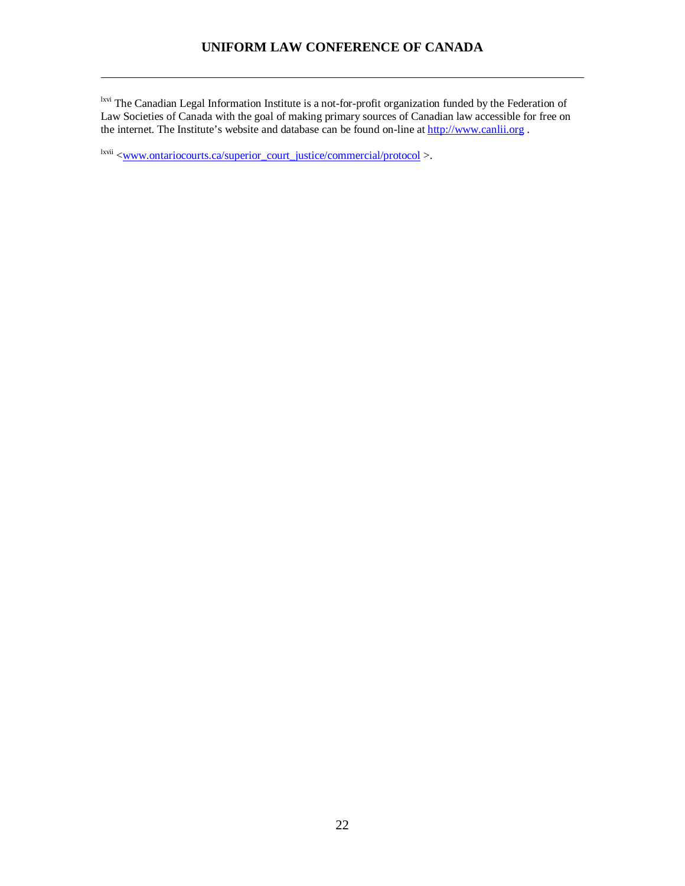[lxvi] The Canadian Legal Information Institute is a not-for-profit organization funded by the Federation of Law Societies of Canada with the goal of making primary sources of Canadian law accessible for free on the internet. The Institute's website and database can be found on-line at http://www.canlii.org .

[lxvii] <www.ontariocourts.ca/superior_court_justice/commercial/protocol >.